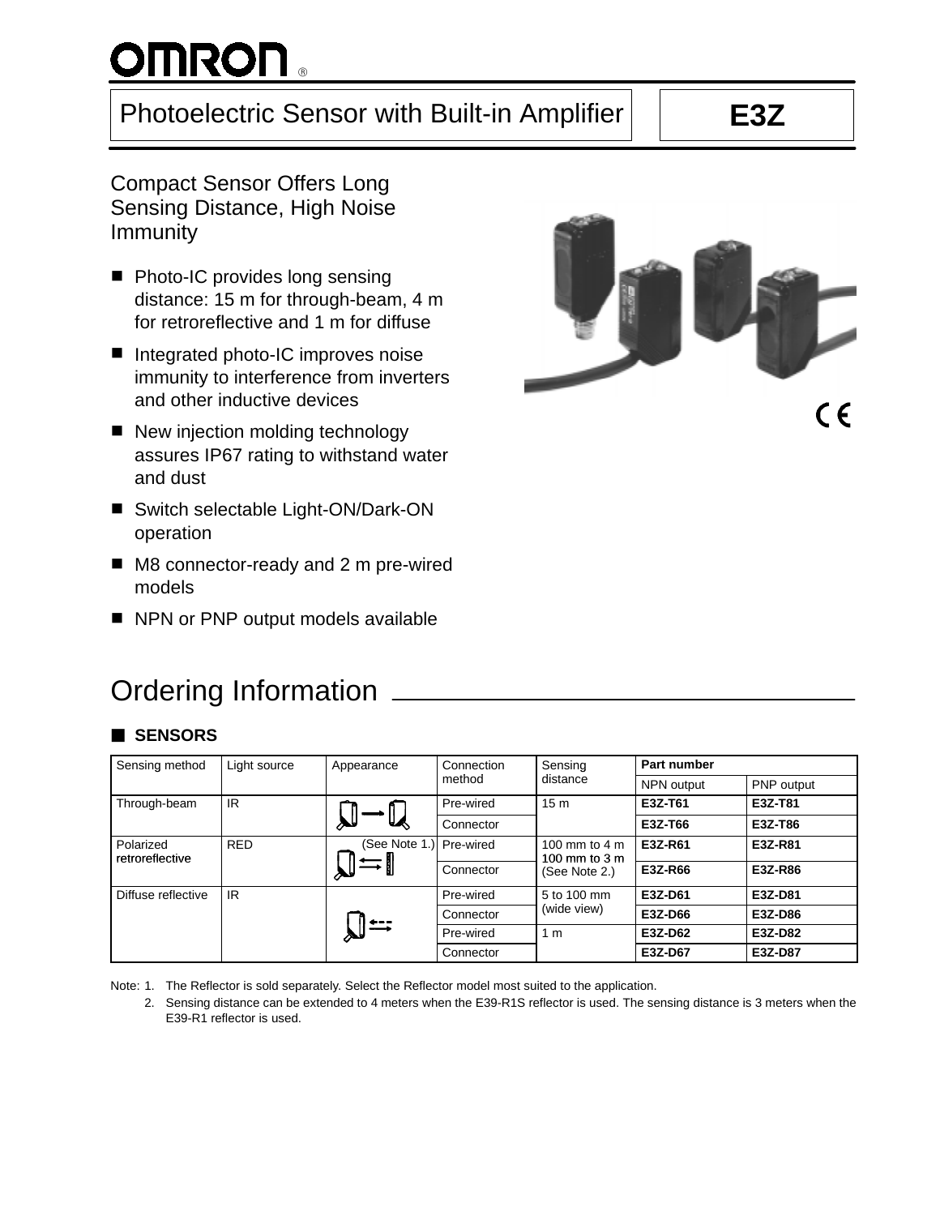# Photoelectric Sensor with Built-in Amplifier

# E3Z

## Compact Sensor Offers Long Sensing Distance, High Noise Immunity

- Photo-IC provides long sensing distance: 15 m for through-beam, 4 m for retroreflective and 1 m for diffuse
- Integrated photo-IC improves noise immunity to interference from inverters and other inductive devices
- New injection molding technology assures IP67 rating to withstand water and dust
- Switch selectable Light-ON/Dark-ON operation
- M8 connector-ready and 2 m pre-wired models
- NPN or PNP output models available

## Ordering Information

### ■ SENSORS

| Sensing method | Light source | Appearance | Connection method | Sensing distance | Part number | |
|---|---|---|---|---|---|---|
| | | | | | NPN output | PNP output |
| Through-beam | IR | | Pre-wired | 15 m | **E3Z-T61** | **E3Z-T81** |
| | | | Connector | | **E3Z-T66** | **E3Z-T86** |
| Polarized retroreflective | RED | (See Note 1.) | Pre-wired | 100 mm to 4 m 100 mm to 3 m (See Note 2.) | **E3Z-R61** | **E3Z-R81** |
| | | | Connector | | **E3Z-R66** | **E3Z-R86** |
| Diffuse reflective | IR | | Pre-wired | 5 to 100 mm (wide view) | **E3Z-D61** | **E3Z-D81** |
| | | | Connector | | **E3Z-D66** | **E3Z-D86** |
| | | | Pre-wired | 1 m | **E3Z-D62** | **E3Z-D82** |
| | | | Connector | | **E3Z-D67** | **E3Z-D87** |

Note: 1. The Reflector is sold separately. Select the Reflector model most suited to the application.

2. Sensing distance can be extended to 4 meters when the E39-R1S reflector is used. The sensing distance is 3 meters when the E39-R1 reflector is used.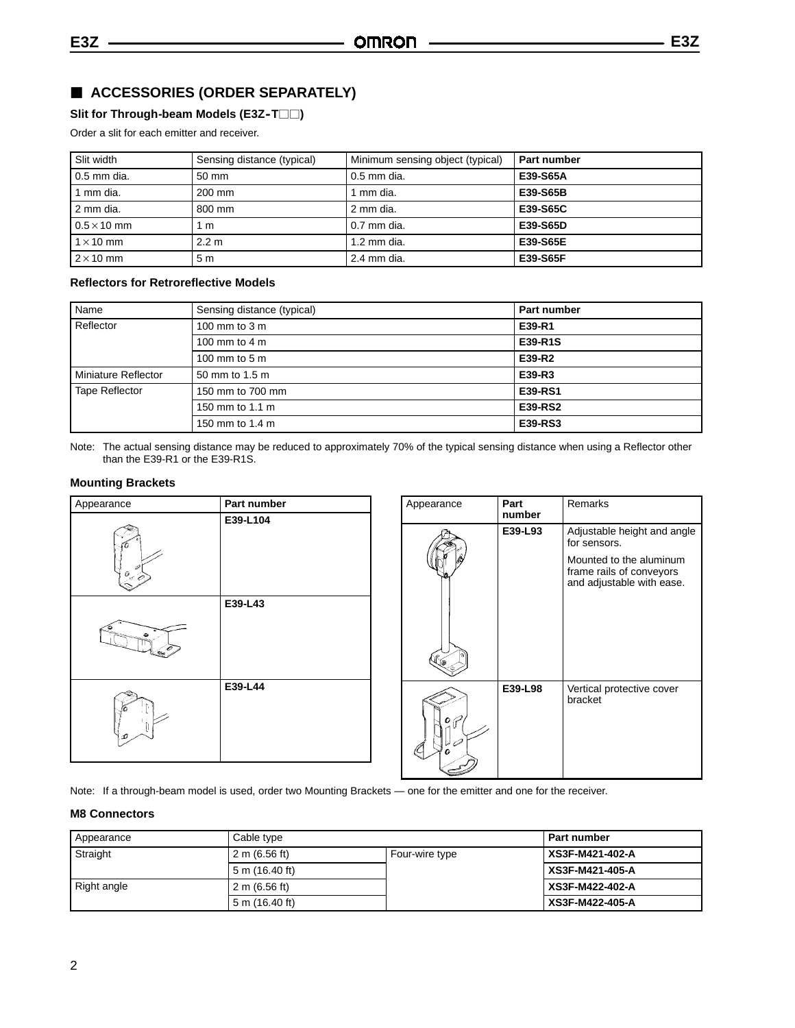## ■ ACCESSORIES (ORDER SEPARATELY)

### Slit for Through-beam Models (E3Z-T□□)

Order a slit for each emitter and receiver.

| Slit width | Sensing distance (typical) | Minimum sensing object (typical) | Part number |
|---|---|---|---|
| 0.5 mm dia. | 50 mm | 0.5 mm dia. | **E39-S65A** |
| 1 mm dia. | 200 mm | 1 mm dia. | **E39-S65B** |
| 2 mm dia. | 800 mm | 2 mm dia. | **E39-S65C** |
| 0.5 × 10 mm | 1 m | 0.7 mm dia. | **E39-S65D** |
| 1 × 10 mm | 2.2 m | 1.2 mm dia. | **E39-S65E** |
| 2 × 10 mm | 5 m | 2.4 mm dia. | **E39-S65F** |

### Reflectors for Retroreflective Models

| Name | Sensing distance (typical) | Part number |
|---|---|---|
| Reflector | 100 mm to 3 m | **E39-R1** |
| | 100 mm to 4 m | **E39-R1S** |
| | 100 mm to 5 m | **E39-R2** |
| Miniature Reflector | 50 mm to 1.5 m | **E39-R3** |
| Tape Reflector | 150 mm to 700 mm | **E39-RS1** |
| | 150 mm to 1.1 m | **E39-RS2** |
| | 150 mm to 1.4 m | **E39-RS3** |

Note: The actual sensing distance may be reduced to approximately 70% of the typical sensing distance when using a Reflector other than the E39-R1 or the E39-R1S.

### Mounting Brackets

| Appearance | Part number |
|---|---|
| | **E39-L104** |
| | **E39-L43** |
| | **E39-L44** |

| Appearance | Part number | Remarks |
|---|---|---|
| | **E39-L93** | Adjustable height and angle for sensors. Mounted to the aluminum frame rails of conveyors and adjustable with ease. |
| | **E39-L98** | Vertical protective cover bracket |

Note: If a through-beam model is used, order two Mounting Brackets — one for the emitter and one for the receiver.

### M8 Connectors

| Appearance | Cable type | | Part number |
|---|---|---|---|
| Straight | 2 m (6.56 ft) | Four-wire type | **XS3F-M421-402-A** |
| | 5 m (16.40 ft) | | **XS3F-M421-405-A** |
| Right angle | 2 m (6.56 ft) | | **XS3F-M422-402-A** |
| | 5 m (16.40 ft) | | **XS3F-M422-405-A** |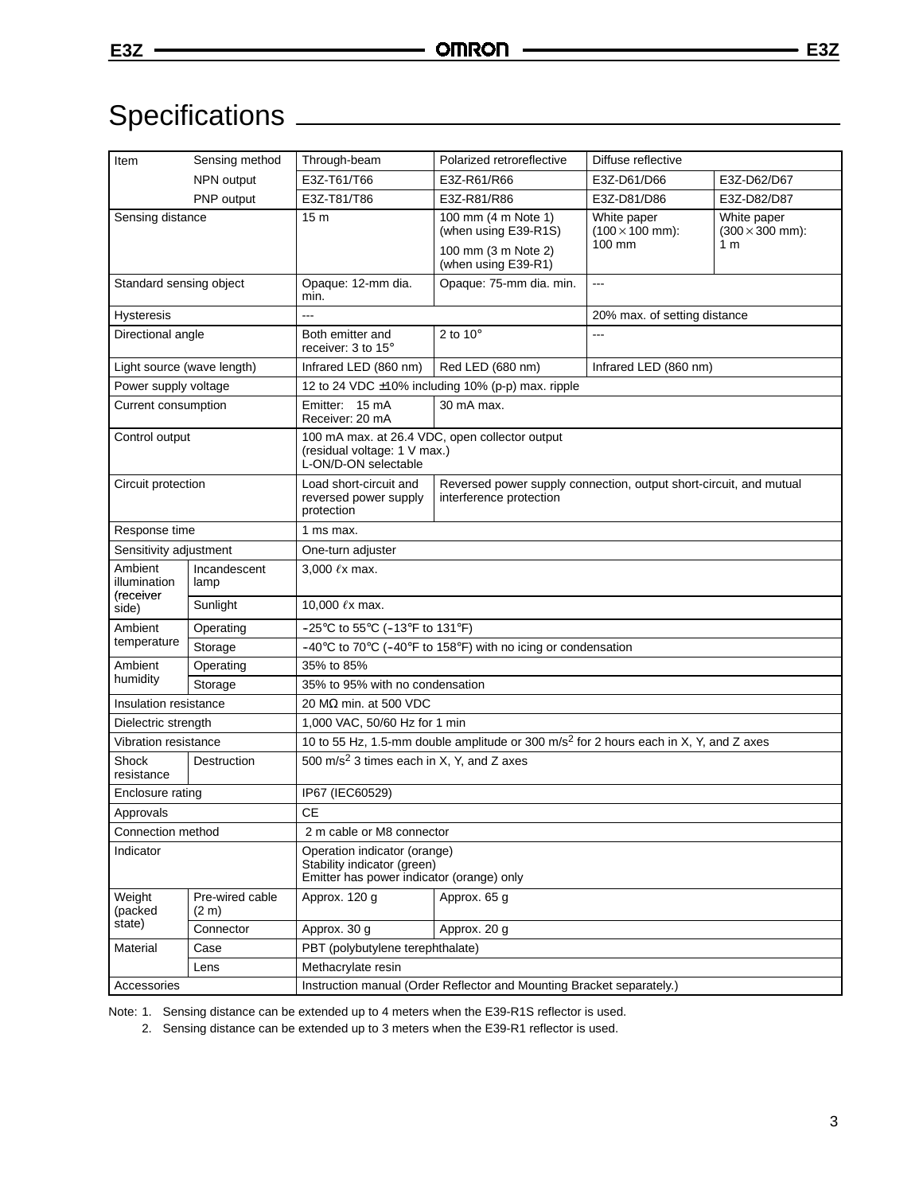## Specifications

| Item | Sensing method | Through-beam | Polarized retroreflective | Diffuse reflective | |
|---|---|---|---|---|---|
| | NPN output | E3Z-T61/T66 | E3Z-R61/R66 | E3Z-D61/D66 | E3Z-D62/D67 |
| | PNP output | E3Z-T81/T86 | E3Z-R81/R86 | E3Z-D81/D86 | E3Z-D82/D87 |
| Sensing distance | | 15 m | 100 mm (4 m Note 1) (when using E39-R1S)<br>100 mm (3 m Note 2) (when using E39-R1) | White paper (100 × 100 mm): 100 mm | White paper (300 × 300 mm): 1 m |
| Standard sensing object | | Opaque: 12-mm dia. min. | Opaque: 75-mm dia. min. | --- | |
| Hysteresis | | --- | | 20% max. of setting distance | |
| Directional angle | | Both emitter and receiver: 3 to 15° | 2 to 10° | --- | |
| Light source (wave length) | | Infrared LED (860 nm) | Red LED (680 nm) | Infrared LED (860 nm) | |
| Power supply voltage | | 12 to 24 VDC ±10% including 10% (p-p) max. ripple | | | |
| Current consumption | | Emitter: 15 mA<br>Receiver: 20 mA | 30 mA max. | | |
| Control output | | 100 mA max. at 26.4 VDC, open collector output (residual voltage: 1 V max.)<br>L-ON/D-ON selectable | | | |
| Circuit protection | | Load short-circuit and reversed power supply protection | Reversed power supply connection, output short-circuit, and mutual interference protection | | |
| Response time | | 1 ms max. | | | |
| Sensitivity adjustment | | One-turn adjuster | | | |
| Ambient illumination (receiver side) | Incandescent lamp | 3,000 ℓx max. | | | |
| | Sunlight | 10,000 ℓx max. | | | |
| Ambient temperature | Operating | −25°C to 55°C (−13°F to 131°F) | | | |
| | Storage | −40°C to 70°C (−40°F to 158°F) with no icing or condensation | | | |
| Ambient humidity | Operating | 35% to 85% | | | |
| | Storage | 35% to 95% with no condensation | | | |
| Insulation resistance | | 20 MΩ min. at 500 VDC | | | |
| Dielectric strength | | 1,000 VAC, 50/60 Hz for 1 min | | | |
| Vibration resistance | | 10 to 55 Hz, 1.5-mm double amplitude or 300 m/s² for 2 hours each in X, Y, and Z axes | | | |
| Shock resistance | Destruction | 500 m/s² 3 times each in X, Y, and Z axes | | | |
| Enclosure rating | | IP67 (IEC60529) | | | |
| Approvals | | CE | | | |
| Connection method | | 2 m cable or M8 connector | | | |
| Indicator | | Operation indicator (orange)<br>Stability indicator (green)<br>Emitter has power indicator (orange) only | | | |
| Weight (packed state) | Pre-wired cable (2 m) | Approx. 120 g | Approx. 65 g | | |
| | Connector | Approx. 30 g | Approx. 20 g | | |
| Material | Case | PBT (polybutylene terephthalate) | | | |
| | Lens | Methacrylate resin | | | |
| Accessories | | Instruction manual (Order Reflector and Mounting Bracket separately.) | | | |

Note: 1. Sensing distance can be extended up to 4 meters when the E39-R1S reflector is used.

2. Sensing distance can be extended up to 3 meters when the E39-R1 reflector is used.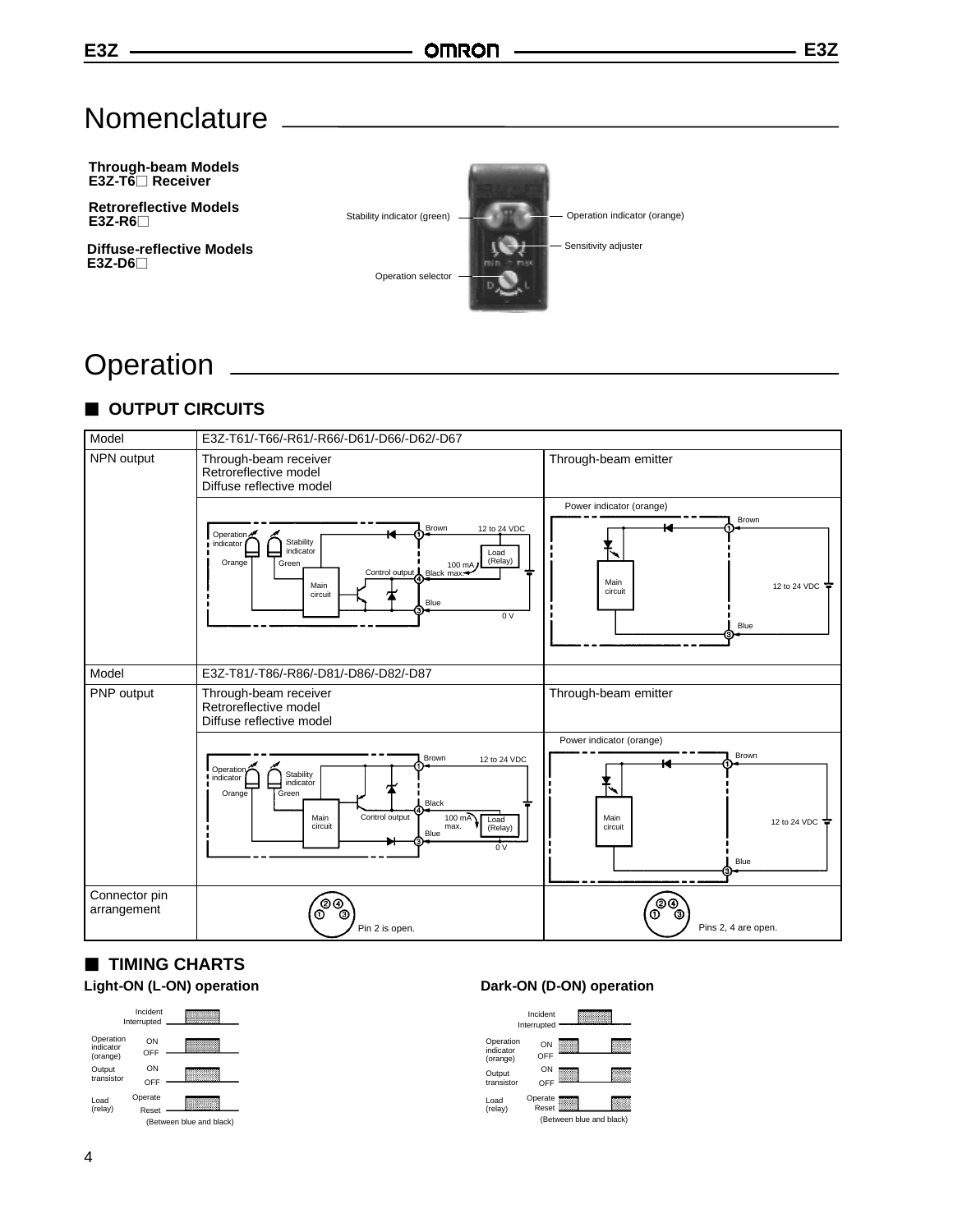# Nomenclature

**Through-beam Models**
**E3Z-T6□ Receiver**

**Retroreflective Models**
**E3Z-R6□**

**Diffuse-reflective Models**
**E3Z-D6□**

Stability indicator (green)

Operation indicator (orange)

Sensitivity adjuster

Operation selector

# Operation

## ■ OUTPUT CIRCUITS

| Model | E3Z-T61/-T66/-R61/-R66/-D61/-D66/-D62/-D67 | |
|---|---|---|
| NPN output | Through-beam receiver<br>Retroreflective model<br>Diffuse reflective model | Through-beam emitter |
| | Operation indicator (Orange), Stability indicator (Green), Main circuit, Brown ① 12 to 24 VDC, Load (Relay), 100 mA max., Control output, Black ④, Blue ③, 0 V | Power indicator (orange), Main circuit, Brown ①, 12 to 24 VDC, Blue ③ |
| Model | E3Z-T81/-T86/-R86/-D81/-D86/-D82/-D87 | |
| PNP output | Through-beam receiver<br>Retroreflective model<br>Diffuse reflective model | Through-beam emitter |
| | Operation indicator (Orange), Stability indicator (Green), Main circuit, Brown ① 12 to 24 VDC, Black ④, Control output, 100 mA max., Load (Relay), Blue ③, 0 V | Power indicator (orange), Main circuit, Brown ①, 12 to 24 VDC, Blue ③ |
| Connector pin arrangement | ② ④ ① ③ Pin 2 is open. | ② ④ ① ③ Pins 2, 4 are open. |

## ■ TIMING CHARTS

### Light-ON (L-ON) operation

| Signal | States |
|---|---|
| | Incident / Interrupted |
| Operation indicator (orange) | ON / OFF |
| Output transistor | ON / OFF |
| Load (relay) | Operate / Reset |

(Between blue and black)

### Dark-ON (D-ON) operation

| Signal | States |
|---|---|
| | Incident / Interrupted |
| Operation indicator (orange) | ON / OFF |
| Output transistor | ON / OFF |
| Load (relay) | Operate / Reset |

(Between blue and black)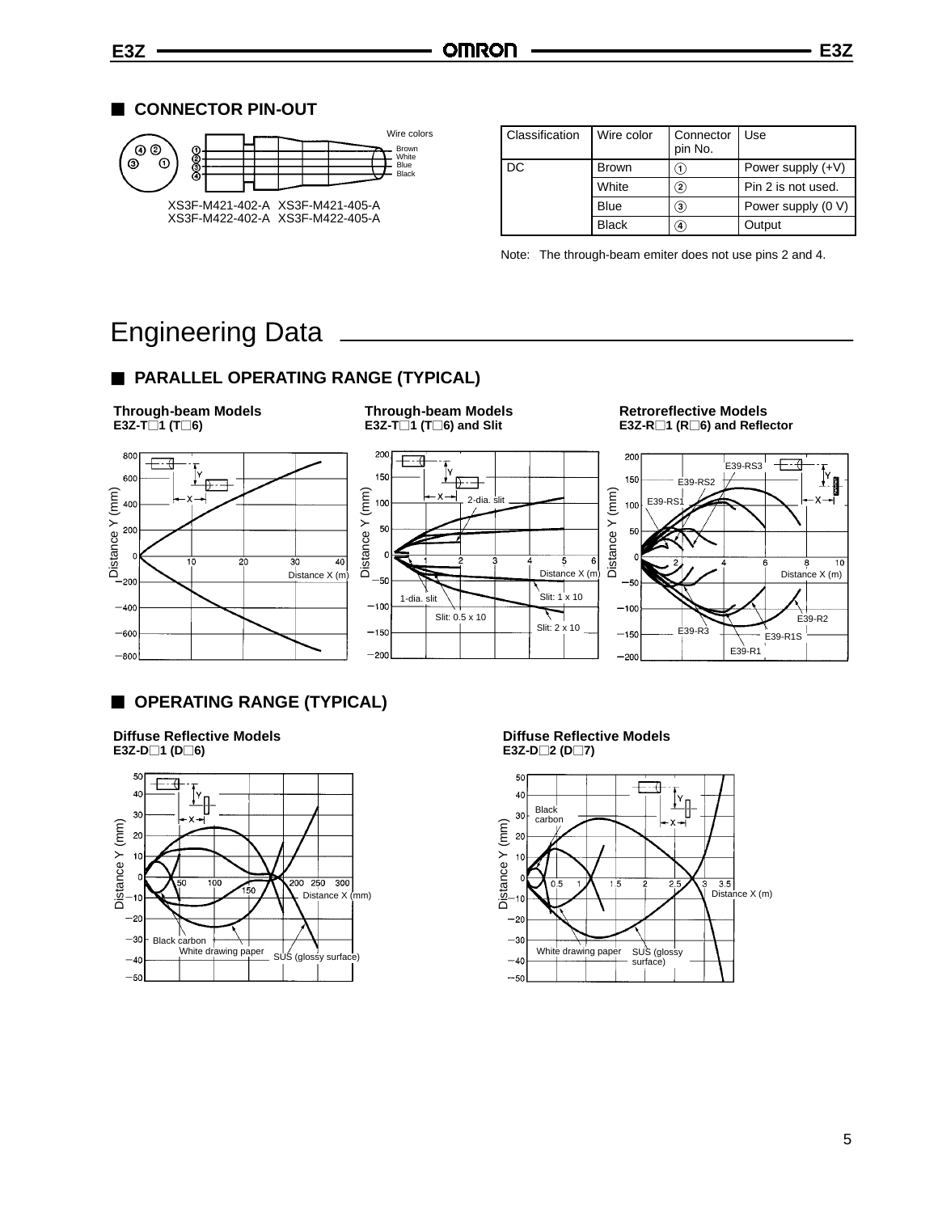## ■ CONNECTOR PIN-OUT

Wire colors: Brown, White, Blue, Black

XS3F-M421-402-A XS3F-M421-405-A
XS3F-M422-402-A XS3F-M422-405-A

| Classification | Wire color | Connector pin No. | Use |
|---|---|---|---|
| DC | Brown | ① | Power supply (+V) |
| | White | ② | Pin 2 is not used. |
| | Blue | ③ | Power supply (0 V) |
| | Black | ④ | Output |

Note: The through-beam emiter does not use pins 2 and 4.

# Engineering Data

## ■ PARALLEL OPERATING RANGE (TYPICAL)

**Through-beam Models**
**E3Z-T□1 (T□6)**

**Through-beam Models**
**E3Z-T□1 (T□6) and Slit**

**Retroreflective Models**
**E3Z-R□1 (R□6) and Reflector**

## ■ OPERATING RANGE (TYPICAL)

**Diffuse Reflective Models**
**E3Z-D□1 (D□6)**

**Diffuse Reflective Models**
**E3Z-D□2 (D□7)**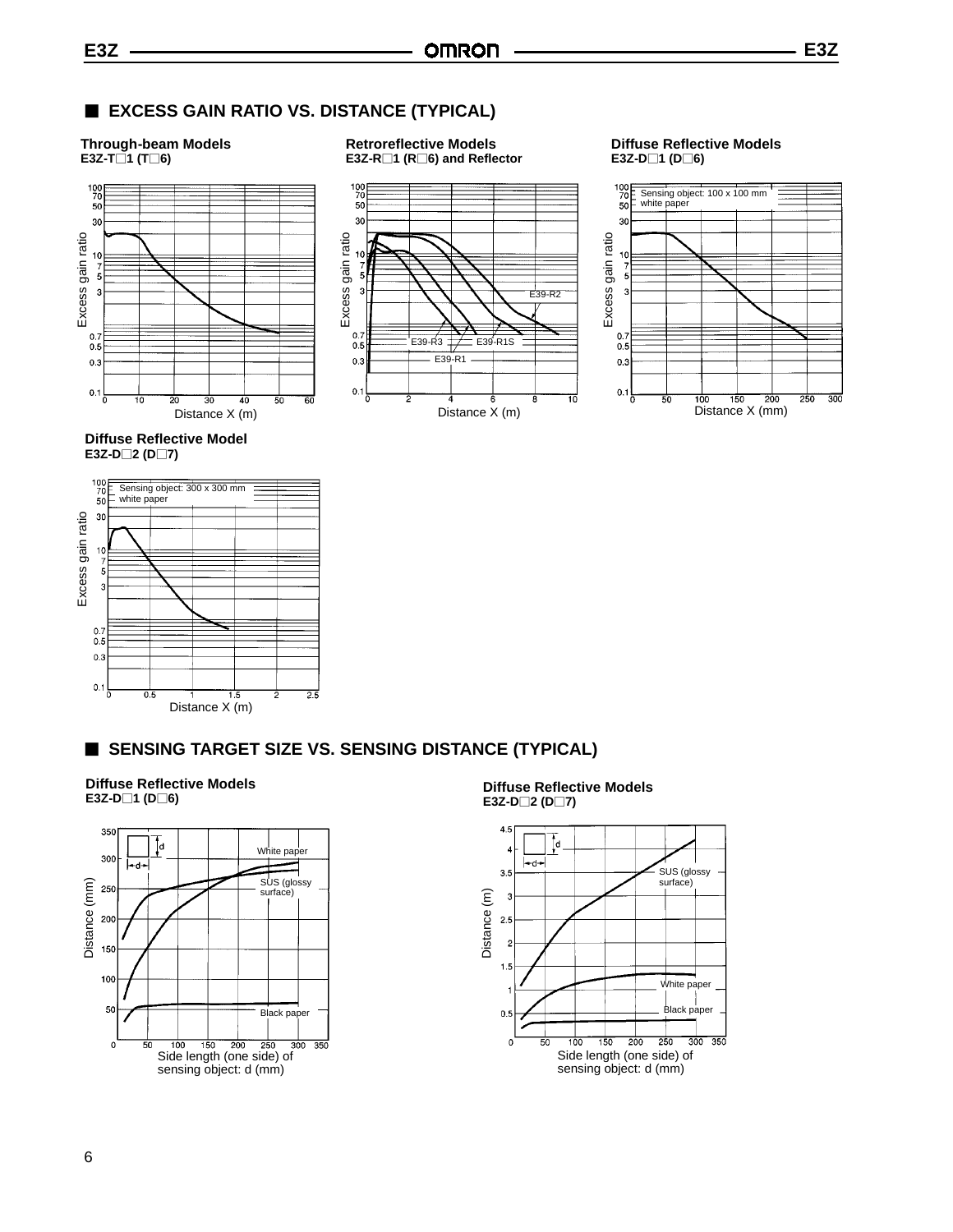## EXCESS GAIN RATIO VS. DISTANCE (TYPICAL)

**Through-beam Models**
**E3Z-T□1 (T□6)**

Excess gain ratio

Distance X (m)

**Retroreflective Models**
**E3Z-R□1 (R□6) and Reflector**

Excess gain ratio

E39-R2

E39-R3 E39-R1S

E39-R1

Distance X (m)

**Diffuse Reflective Models**
**E3Z-D□1 (D□6)**

Sensing object: 100 x 100 mm white paper

Excess gain ratio

Distance X (mm)

**Diffuse Reflective Model**
**E3Z-D□2 (D□7)**

Sensing object: 300 x 300 mm white paper

Excess gain ratio

Distance X (m)

## SENSING TARGET SIZE VS. SENSING DISTANCE (TYPICAL)

**Diffuse Reflective Models**
**E3Z-D□1 (D□6)**

White paper

SUS (glossy surface)

Black paper

Distance (mm)

Side length (one side) of sensing object: d (mm)

**Diffuse Reflective Models**
**E3Z-D□2 (D□7)**

SUS (glossy surface)

White paper

Black paper

Distance (m)

Side length (one side) of sensing object: d (mm)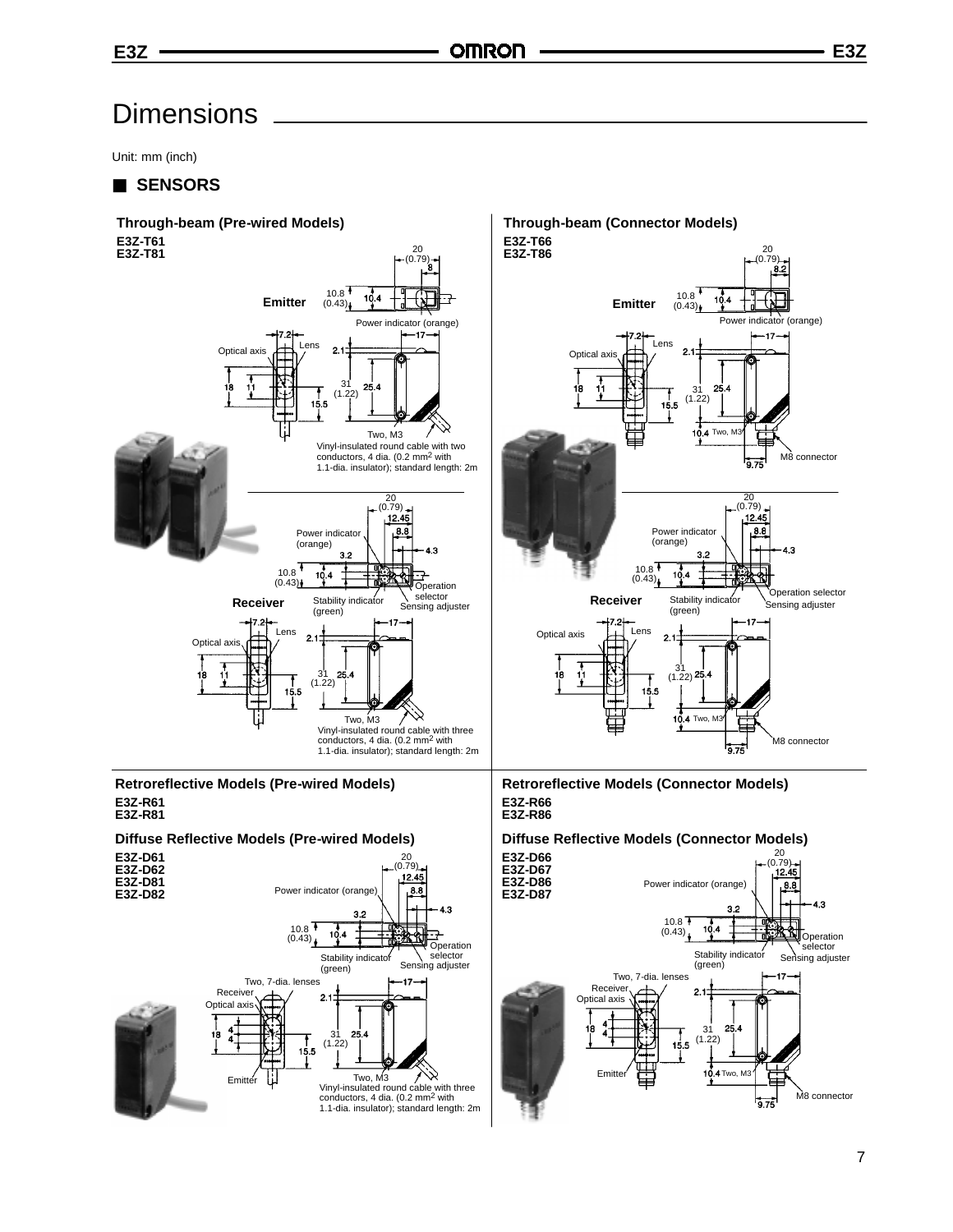# Dimensions

Unit: mm (inch)

## ■ SENSORS

### Through-beam (Pre-wired Models)

**E3Z-T61**
**E3Z-T81**

**Emitter**

20 (0.79)
8
10.8 (0.43)
10.4
Power indicator (orange)
7.2
17
Lens
Optical axis
2.1
18
11
31 (1.22)
25.4
15.5
Two, M3
Vinyl-insulated round cable with two conductors, 4 dia. (0.2 mm[2] with 1.1-dia. insulator); standard length: 2m

**Receiver**

20 (0.79)
12.45
8.8
Power indicator (orange)
4.3
3.2
10.8 (0.43)
10.4
Operation selector
Stability indicator (green)
Sensing adjuster
7.2
17
Lens
Optical axis
2.1
18
11
31 (1.22)
25.4
15.5
Two, M3
Vinyl-insulated round cable with three conductors, 4 dia. (0.2 mm[2] with 1.1-dia. insulator); standard length: 2m

### Through-beam (Connector Models)

**E3Z-T66**
**E3Z-T86**

**Emitter**

20 (0.79)
8.2
10.8 (0.43)
10.4
Power indicator (orange)
7.2
17
Lens
Optical axis
2.1
18
11
31 (1.22)
25.4
15.5
10.4
Two, M3
M8 connector
9.75

**Receiver**

20 (0.79)
12.45
8.8
Power indicator (orange)
4.3
3.2
10.8 (0.43)
10.4
Operation selector
Stability indicator (green)
Sensing adjuster
7.2
17
Lens
Optical axis
2.1
18
11
31 (1.22)
25.4
15.5
10.4
Two, M3
M8 connector
9.75

### Retroreflective Models (Pre-wired Models)

**E3Z-R61**
**E3Z-R81**

### Diffuse Reflective Models (Pre-wired Models)

**E3Z-D61**
**E3Z-D62**
**E3Z-D81**
**E3Z-D82**

20 (0.79)
12.45
8.8
Power indicator (orange)
4.3
3.2
10.8 (0.43)
10.4
Operation selector
Stability indicator (green)
Sensing adjuster
Two, 7-dia. lenses
17
Receiver
Optical axis
2.1
18
4
4
31 (1.22)
25.4
15.5
Emitter
Two, M3
Vinyl-insulated round cable with three conductors, 4 dia. (0.2 mm[2] with 1.1-dia. insulator); standard length: 2m

### Retroreflective Models (Connector Models)

**E3Z-R66**
**E3Z-R86**

### Diffuse Reflective Models (Connector Models)

**E3Z-D66**
**E3Z-D67**
**E3Z-D86**
**E3Z-D87**

20 (0.79)
12.45
8.8
Power indicator (orange)
4.3
3.2
10.8 (0.43)
10.4
Operation selector
Stability indicator (green)
Sensing adjuster
Two, 7-dia. lenses
17
Receiver
Optical axis
2.1
18
4
4
31 (1.22)
25.4
15.5
Emitter
10.4
Two, M3
M8 connector
9.75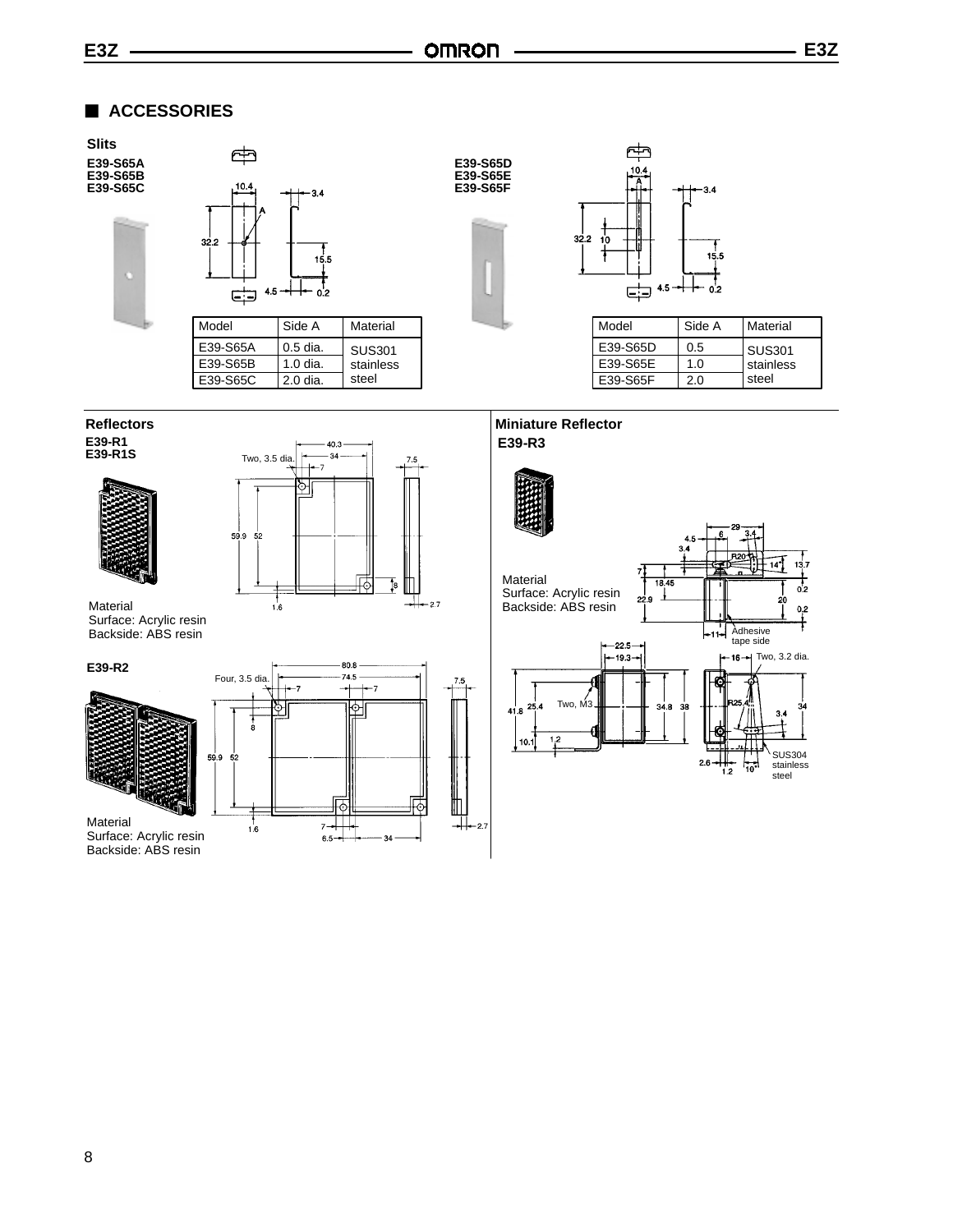## ACCESSORIES

### Slits

**E39-S65A**
**E39-S65B**
**E39-S65C**

| Model | Side A | Material |
|---|---|---|
| E39-S65A | 0.5 dia. | SUS301 stainless steel |
| E39-S65B | 1.0 dia. | |
| E39-S65C | 2.0 dia. | |

**E39-S65D**
**E39-S65E**
**E39-S65F**

| Model | Side A | Material |
|---|---|---|
| E39-S65D | 0.5 | SUS301 stainless steel |
| E39-S65E | 1.0 | |
| E39-S65F | 2.0 | |

### Reflectors

**E39-R1**
**E39-R1S**

Material
Surface: Acrylic resin
Backside: ABS resin

**E39-R2**

Material
Surface: Acrylic resin
Backside: ABS resin

### Miniature Reflector

**E39-R3**

Material
Surface: Acrylic resin
Backside: ABS resin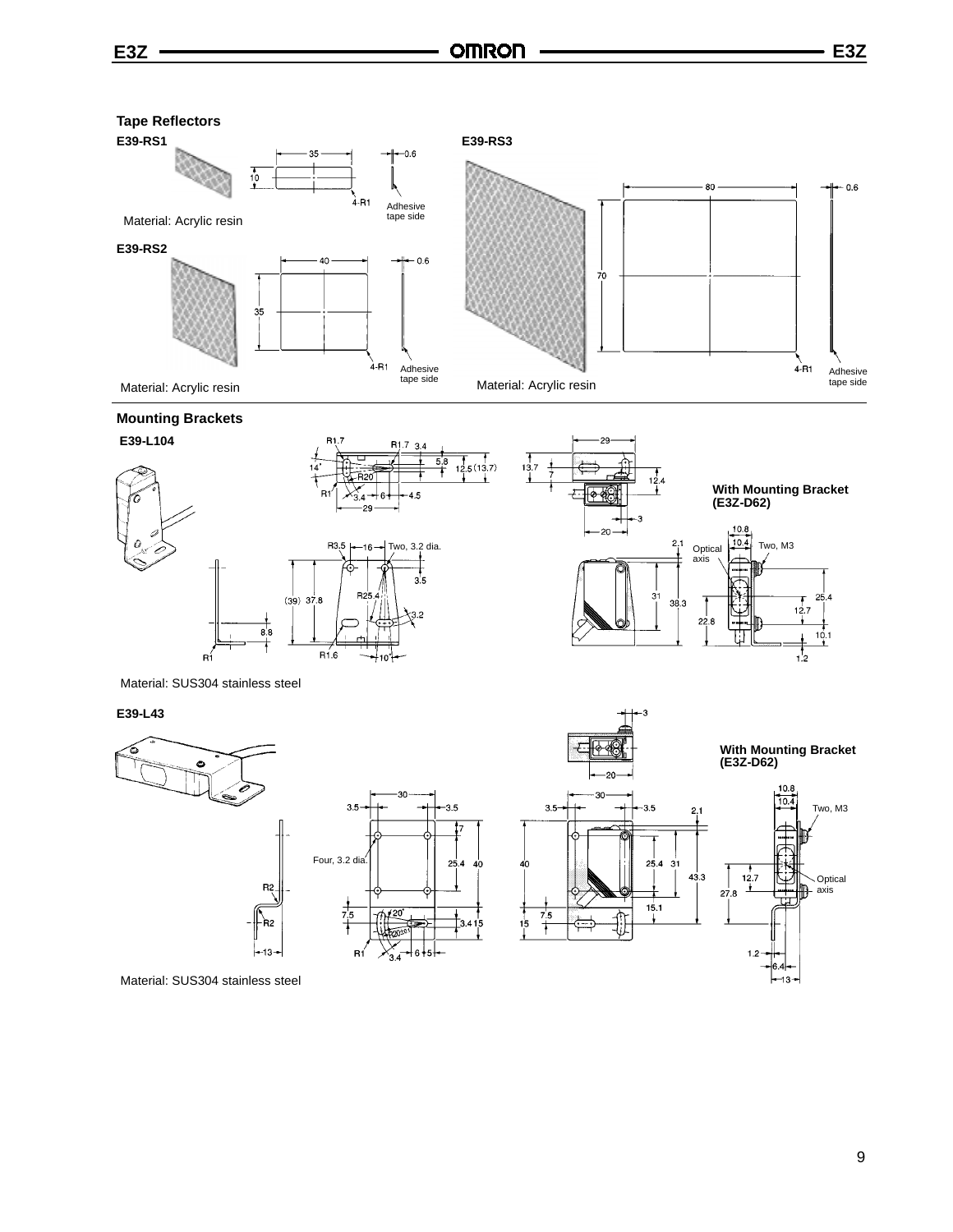## Tape Reflectors

### E39-RS1

35

10

0.6

4-R1

Adhesive tape side

Material: Acrylic resin

### E39-RS2

40

35

0.6

4-R1

Adhesive tape side

Material: Acrylic resin

### E39-RS3

80

70

0.6

4-R1

Adhesive tape side

Material: Acrylic resin

## Mounting Brackets

### E39-L104

R1.7, R1.7, 3.4, 5.8, 12.5 (13.7), 14°, R20, R1, 3.4, 6, 4.5, 29

R3.5, 16, Two, 3.2 dia., 3.5, (39) 37.8, R25.4, 3.2, 8.8, R1, R1.6, 10°

29, 13.7, 7, 12.4, 3, 20

**With Mounting Bracket (E3Z-D62)**

2.1, 31, 38.3

10.8, 10.4, Two, M3, Optical axis, 25.4, 12.7, 22.8, 10.1, 1.2

Material: SUS304 stainless steel

### E39-L43

3, 20

R2, R2, 13

30, 3.5, 3.5, 7, Four, 3.2 dia., 25.4, 40, 7.5, 20°, R20.00, 3.4, 15, R1, 3.4, 6, 5

30, 3.5, 3.5, 40, 25.4, 31, 43.3, 15.1, 7.5, 15, 2.1

**With Mounting Bracket (E3Z-D62)**

10.8, 10.4, Two, M3, 12.7, 27.8, Optical axis, 1.2, 6.4, 13

Material: SUS304 stainless steel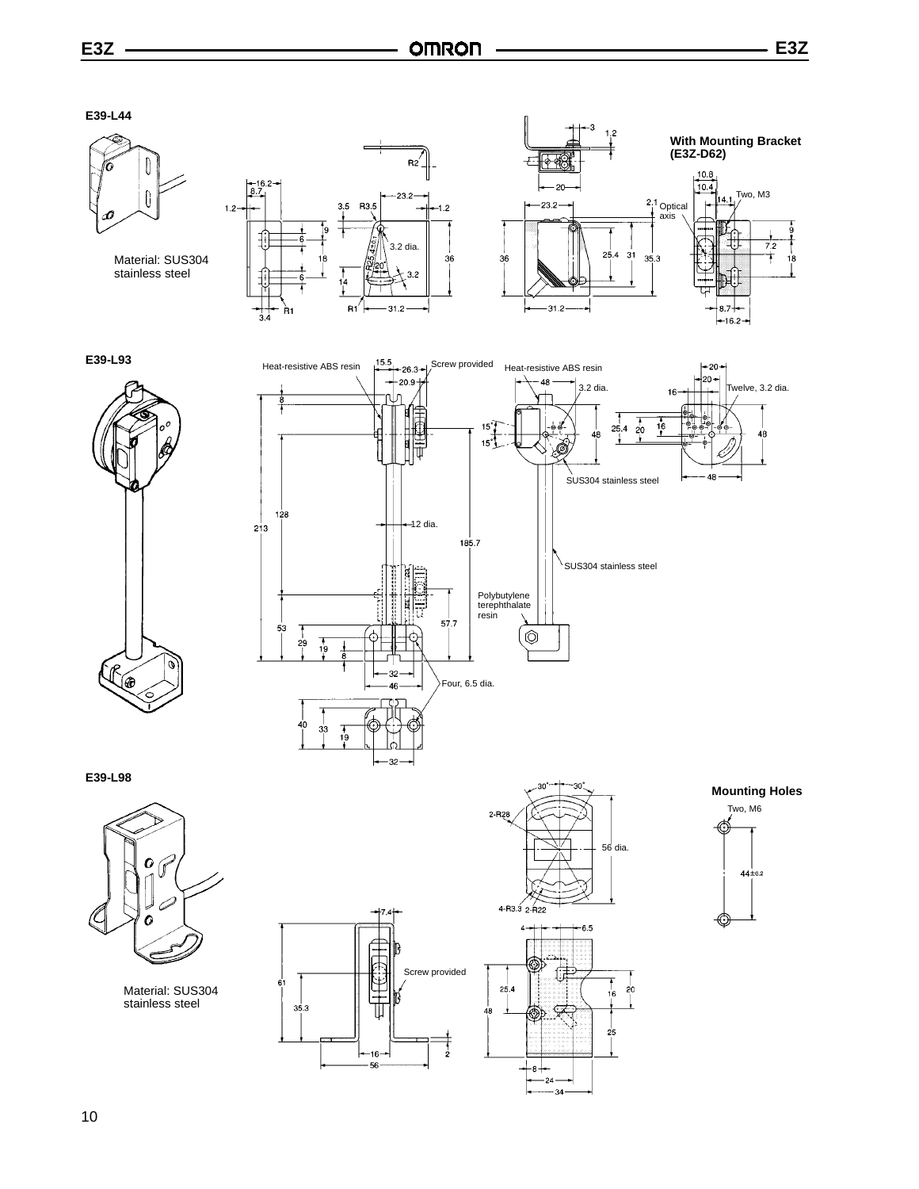### E39-L44

Material: SUS304 stainless steel

R2

1.2, 16.2, 8.7, 3.5, R3.5, 23.2, 1.2, 9, 6, 18, 6, 14, 3.4, R1, R1, 31.2, 3.2 dia., R25.4±0.1, 20°, 3.2, 36

3, 1.2, 20, 23.2, 36, 25.4, 31, 35.3, 31.2

**With Mounting Bracket (E3Z-D62)**

10.8, 10.4, 14.1, Two, M3, 2.1, Optical axis, 9, 7.2, 18, 8.7, 16.2

### E39-L93

Heat-resistive ABS resin, 15.5, 26.3, Screw provided, 20.9, 8, 213, 128, 12 dia., 185.7, 53, 29, 19, 8, 57.7, 32, 46, Four, 6.5 dia., 40, 33, 19, 32

Heat-resistive ABS resin, 48, 3.2 dia., 15°, 15°, 48, SUS304 stainless steel, SUS304 stainless steel, Polybutylene terephthalate resin

20, 20, 16, Twelve, 3.2 dia., 25.4, 20, 16, 48, 48

### E39-L98

Material: SUS304 stainless steel

7.4, 61, 35.3, Screw provided, 16, 56, 2

30°, 30°, 2-R28, 56 dia., 4-R3.3, 2-R22

4, 6.5, 25.4, 48, 16, 20, 25, 8, 24, 34

**Mounting Holes**

Two, M6

44±0.2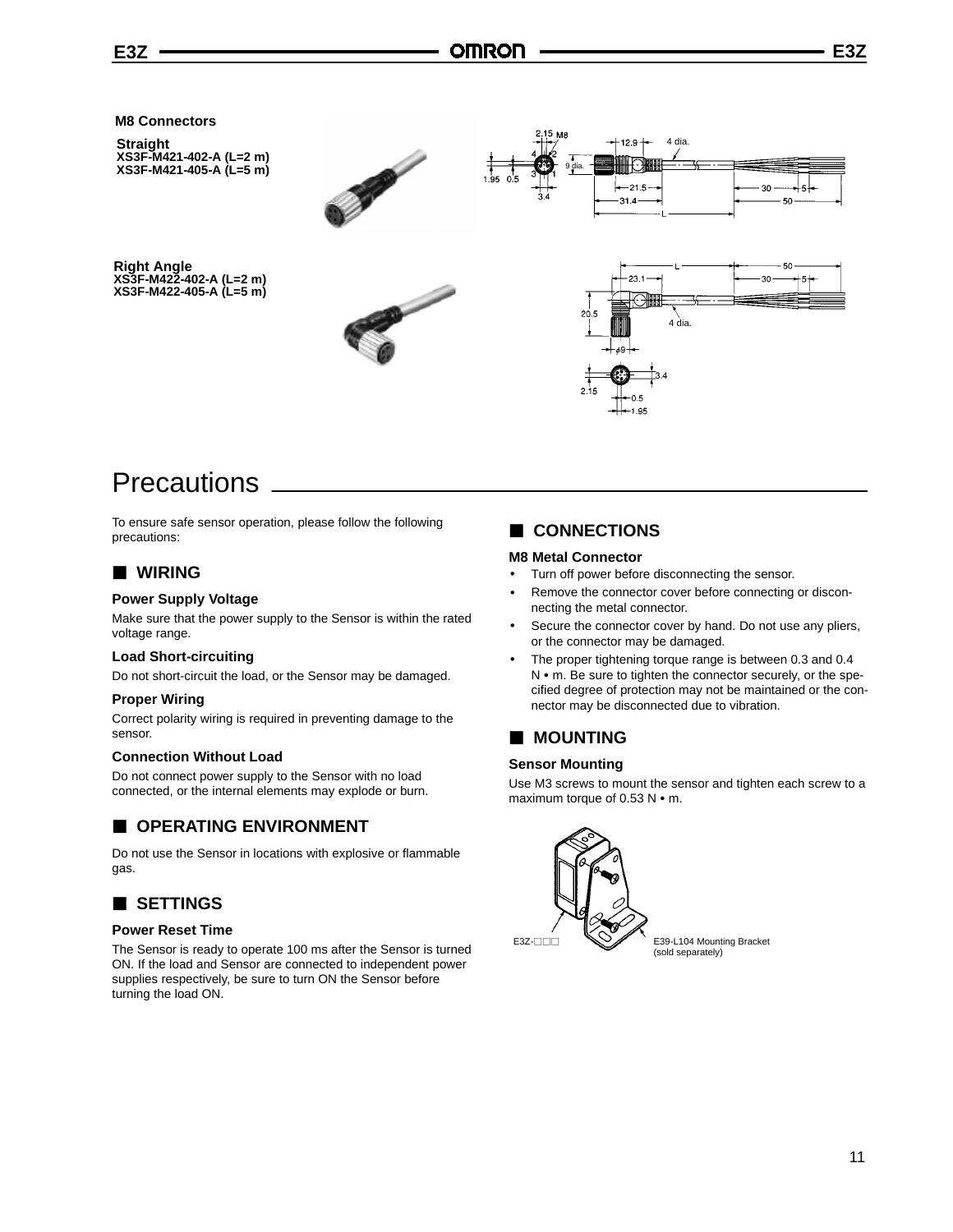**M8 Connectors**

**Straight**
**XS3F-M421-402-A (L=2 m)**
**XS3F-M421-405-A (L=5 m)**

**Right Angle**
**XS3F-M422-402-A (L=2 m)**
**XS3F-M422-405-A (L=5 m)**

# Precautions

To ensure safe sensor operation, please follow the following precautions:

## ■ WIRING

### Power Supply Voltage

Make sure that the power supply to the Sensor is within the rated voltage range.

### Load Short-circuiting

Do not short-circuit the load, or the Sensor may be damaged.

### Proper Wiring

Correct polarity wiring is required in preventing damage to the sensor.

### Connection Without Load

Do not connect power supply to the Sensor with no load connected, or the internal elements may explode or burn.

## ■ OPERATING ENVIRONMENT

Do not use the Sensor in locations with explosive or flammable gas.

## ■ SETTINGS

### Power Reset Time

The Sensor is ready to operate 100 ms after the Sensor is turned ON. If the load and Sensor are connected to independent power supplies respectively, be sure to turn ON the Sensor before turning the load ON.

## ■ CONNECTIONS

### M8 Metal Connector

- Turn off power before disconnecting the sensor.
- Remove the connector cover before connecting or disconnecting the metal connector.
- Secure the connector cover by hand. Do not use any pliers, or the connector may be damaged.
- The proper tightening torque range is between 0.3 and 0.4 N • m. Be sure to tighten the connector securely, or the specified degree of protection may not be maintained or the connector may be disconnected due to vibration.

## ■ MOUNTING

### Sensor Mounting

Use M3 screws to mount the sensor and tighten each screw to a maximum torque of 0.53 N • m.

E3Z-□□□

E39-L104 Mounting Bracket (sold separately)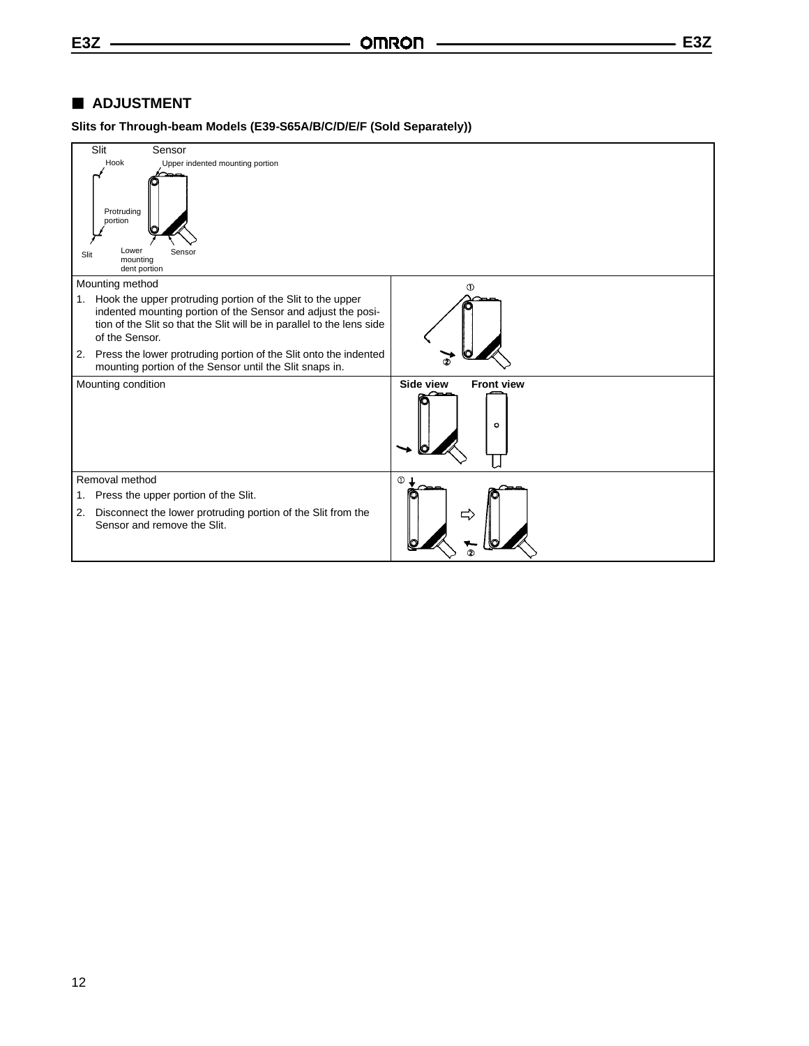## ■ ADJUSTMENT

### Slits for Through-beam Models (E39-S65A/B/C/D/E/F (Sold Separately))

| Slit / Sensor | |
|---|---|
| Hook, Upper indented mounting portion, Protruding portion, Slit, Lower mounting dent portion, Sensor | |
| Mounting method<br>1. Hook the upper protruding portion of the Slit to the upper indented mounting portion of the Sensor and adjust the position of the Slit so that the Slit will be in parallel to the lens side of the Sensor.<br>2. Press the lower protruding portion of the Slit onto the indented mounting portion of the Sensor until the Slit snaps in. | ① ② |
| Mounting condition | **Side view** **Front view** |
| Removal method<br>1. Press the upper portion of the Slit.<br>2. Disconnect the lower protruding portion of the Slit from the Sensor and remove the Slit. | ① ② |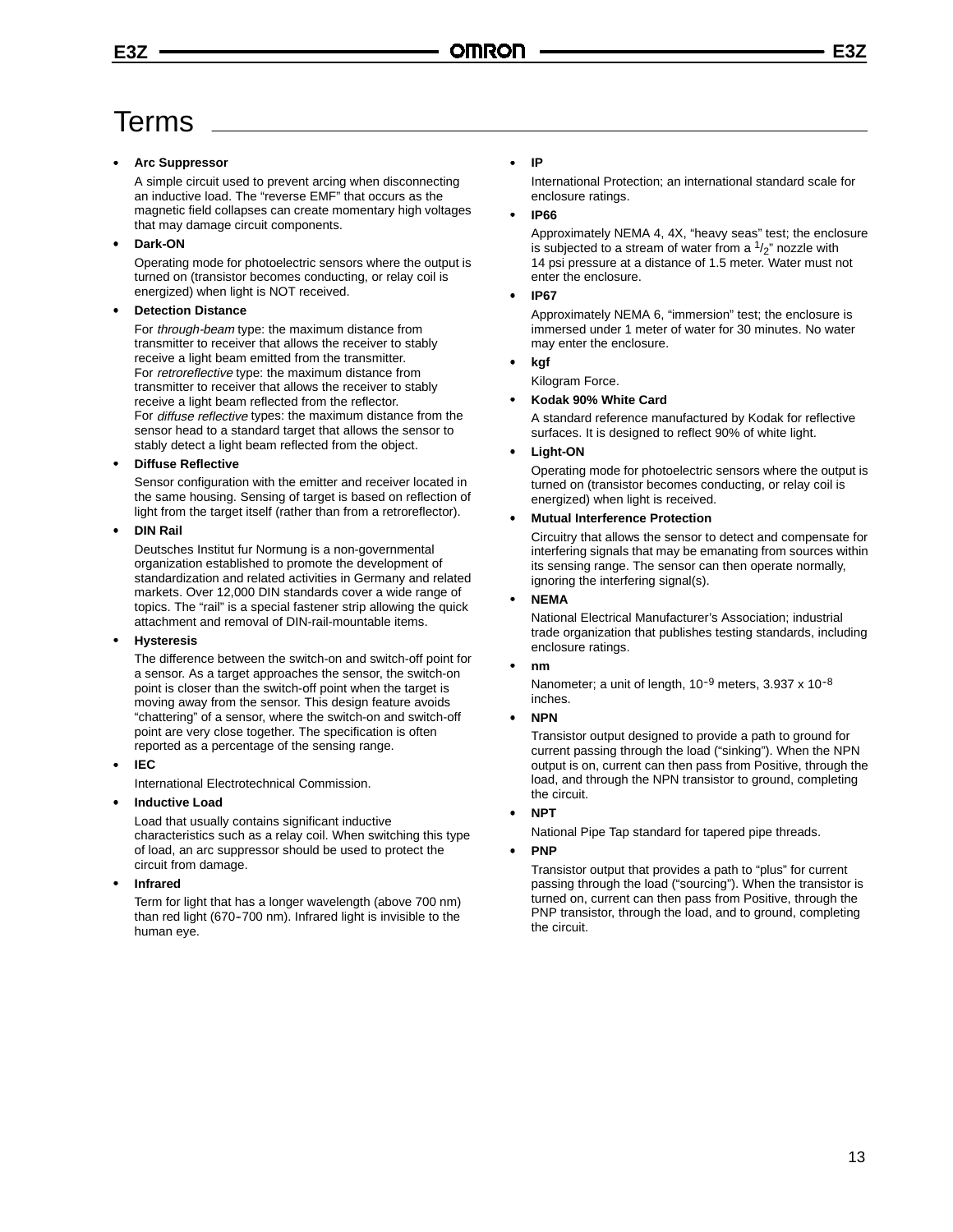# Terms

- **Arc Suppressor**

  A simple circuit used to prevent arcing when disconnecting an inductive load. The "reverse EMF" that occurs as the magnetic field collapses can create momentary high voltages that may damage circuit components.

- **Dark-ON**

  Operating mode for photoelectric sensors where the output is turned on (transistor becomes conducting, or relay coil is energized) when light is NOT received.

- **Detection Distance**

  For *through-beam* type: the maximum distance from transmitter to receiver that allows the receiver to stably receive a light beam emitted from the transmitter.
  For *retroreflective* type: the maximum distance from transmitter to receiver that allows the receiver to stably receive a light beam reflected from the reflector.
  For *diffuse reflective* types: the maximum distance from the sensor head to a standard target that allows the sensor to stably detect a light beam reflected from the object.

- **Diffuse Reflective**

  Sensor configuration with the emitter and receiver located in the same housing. Sensing of target is based on reflection of light from the target itself (rather than from a retroreflector).

- **DIN Rail**

  Deutsches Institut fur Normung is a non-governmental organization established to promote the development of standardization and related activities in Germany and related markets. Over 12,000 DIN standards cover a wide range of topics. The "rail" is a special fastener strip allowing the quick attachment and removal of DIN-rail-mountable items.

- **Hysteresis**

  The difference between the switch-on and switch-off point for a sensor. As a target approaches the sensor, the switch-on point is closer than the switch-off point when the target is moving away from the sensor. This design feature avoids "chattering" of a sensor, where the switch-on and switch-off point are very close together. The specification is often reported as a percentage of the sensing range.

- **IEC**

  International Electrotechnical Commission.

- **Inductive Load**

  Load that usually contains significant inductive characteristics such as a relay coil. When switching this type of load, an arc suppressor should be used to protect the circuit from damage.

- **Infrared**

  Term for light that has a longer wavelength (above 700 nm) than red light (670-700 nm). Infrared light is invisible to the human eye.

- **IP**

  International Protection; an international standard scale for enclosure ratings.

- **IP66**

  Approximately NEMA 4, 4X, "heavy seas" test; the enclosure is subjected to a stream of water from a $^{1}/_{2}$" nozzle with 14 psi pressure at a distance of 1.5 meter. Water must not enter the enclosure.

- **IP67**

  Approximately NEMA 6, "immersion" test; the enclosure is immersed under 1 meter of water for 30 minutes. No water may enter the enclosure.

- **kgf**

  Kilogram Force.

- **Kodak 90% White Card**

  A standard reference manufactured by Kodak for reflective surfaces. It is designed to reflect 90% of white light.

- **Light-ON**

  Operating mode for photoelectric sensors where the output is turned on (transistor becomes conducting, or relay coil is energized) when light is received.

- **Mutual Interference Protection**

  Circuitry that allows the sensor to detect and compensate for interfering signals that may be emanating from sources within its sensing range. The sensor can then operate normally, ignoring the interfering signal(s).

- **NEMA**

  National Electrical Manufacturer's Association; industrial trade organization that publishes testing standards, including enclosure ratings.

- **nm**

  Nanometer; a unit of length, $10^{-9}$ meters, $3.937 \times 10^{-8}$ inches.

- **NPN**

  Transistor output designed to provide a path to ground for current passing through the load ("sinking"). When the NPN output is on, current can then pass from Positive, through the load, and through the NPN transistor to ground, completing the circuit.

- **NPT**

  National Pipe Tap standard for tapered pipe threads.

- **PNP**

  Transistor output that provides a path to "plus" for current passing through the load ("sourcing"). When the transistor is turned on, current can then pass from Positive, through the PNP transistor, through the load, and to ground, completing the circuit.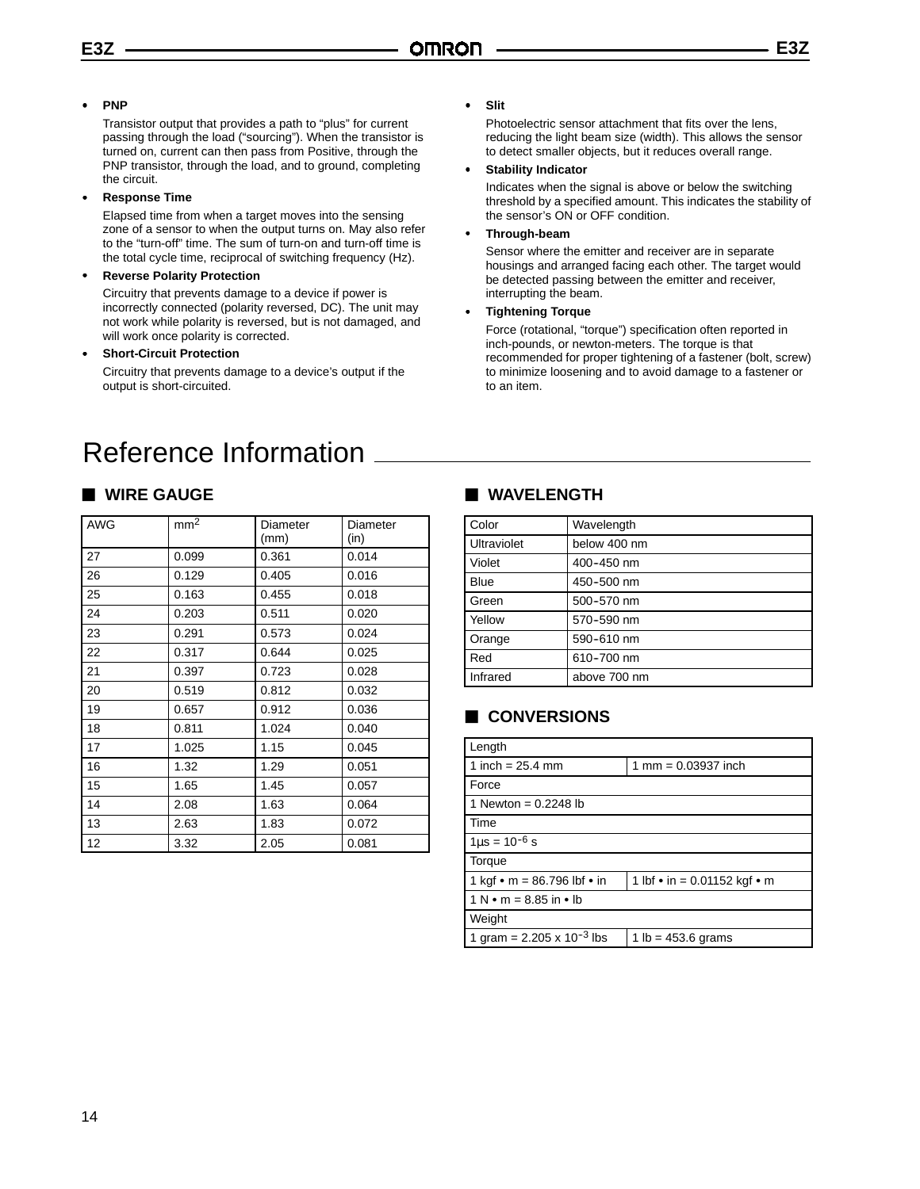- **PNP**

  Transistor output that provides a path to “plus” for current passing through the load (“sourcing”). When the transistor is turned on, current can then pass from Positive, through the PNP transistor, through the load, and to ground, completing the circuit.

- **Response Time**

  Elapsed time from when a target moves into the sensing zone of a sensor to when the output turns on. May also refer to the “turn-off” time. The sum of turn-on and turn-off time is the total cycle time, reciprocal of switching frequency (Hz).

- **Reverse Polarity Protection**

  Circuitry that prevents damage to a device if power is incorrectly connected (polarity reversed, DC). The unit may not work while polarity is reversed, but is not damaged, and will work once polarity is corrected.

- **Short-Circuit Protection**

  Circuitry that prevents damage to a device’s output if the output is short-circuited.

- **Slit**

  Photoelectric sensor attachment that fits over the lens, reducing the light beam size (width). This allows the sensor to detect smaller objects, but it reduces overall range.

- **Stability Indicator**

  Indicates when the signal is above or below the switching threshold by a specified amount. This indicates the stability of the sensor’s ON or OFF condition.

- **Through-beam**

  Sensor where the emitter and receiver are in separate housings and arranged facing each other. The target would be detected passing between the emitter and receiver, interrupting the beam.

- **Tightening Torque**

  Force (rotational, “torque”) specification often reported in inch-pounds, or newton-meters. The torque is that recommended for proper tightening of a fastener (bolt, screw) to minimize loosening and to avoid damage to a fastener or to an item.

# Reference Information

## ■ WIRE GAUGE

| AWG | $mm^2$ | Diameter (mm) | Diameter (in) |
|---|---|---|---|
| 27 | 0.099 | 0.361 | 0.014 |
| 26 | 0.129 | 0.405 | 0.016 |
| 25 | 0.163 | 0.455 | 0.018 |
| 24 | 0.203 | 0.511 | 0.020 |
| 23 | 0.291 | 0.573 | 0.024 |
| 22 | 0.317 | 0.644 | 0.025 |
| 21 | 0.397 | 0.723 | 0.028 |
| 20 | 0.519 | 0.812 | 0.032 |
| 19 | 0.657 | 0.912 | 0.036 |
| 18 | 0.811 | 1.024 | 0.040 |
| 17 | 1.025 | 1.15 | 0.045 |
| 16 | 1.32 | 1.29 | 0.051 |
| 15 | 1.65 | 1.45 | 0.057 |
| 14 | 2.08 | 1.63 | 0.064 |
| 13 | 2.63 | 1.83 | 0.072 |
| 12 | 3.32 | 2.05 | 0.081 |

## ■ WAVELENGTH

| Color | Wavelength |
|---|---|
| Ultraviolet | below 400 nm |
| Violet | 400–450 nm |
| Blue | 450–500 nm |
| Green | 500–570 nm |
| Yellow | 570–590 nm |
| Orange | 590–610 nm |
| Red | 610–700 nm |
| Infrared | above 700 nm |

## ■ CONVERSIONS

| Length | |
|---|---|
| 1 inch = 25.4 mm | 1 mm = 0.03937 inch |
| Force | |
| 1 Newton = 0.2248 lb | |
| Time | |
| 1µs = $10^{-6}$ s | |
| Torque | |
| 1 kgf • m = 86.796 lbf • in | 1 lbf • in = 0.01152 kgf • m |
| 1 N • m = 8.85 in • lb | |
| Weight | |
| 1 gram = 2.205 x $10^{-3}$ lbs | 1 lb = 453.6 grams |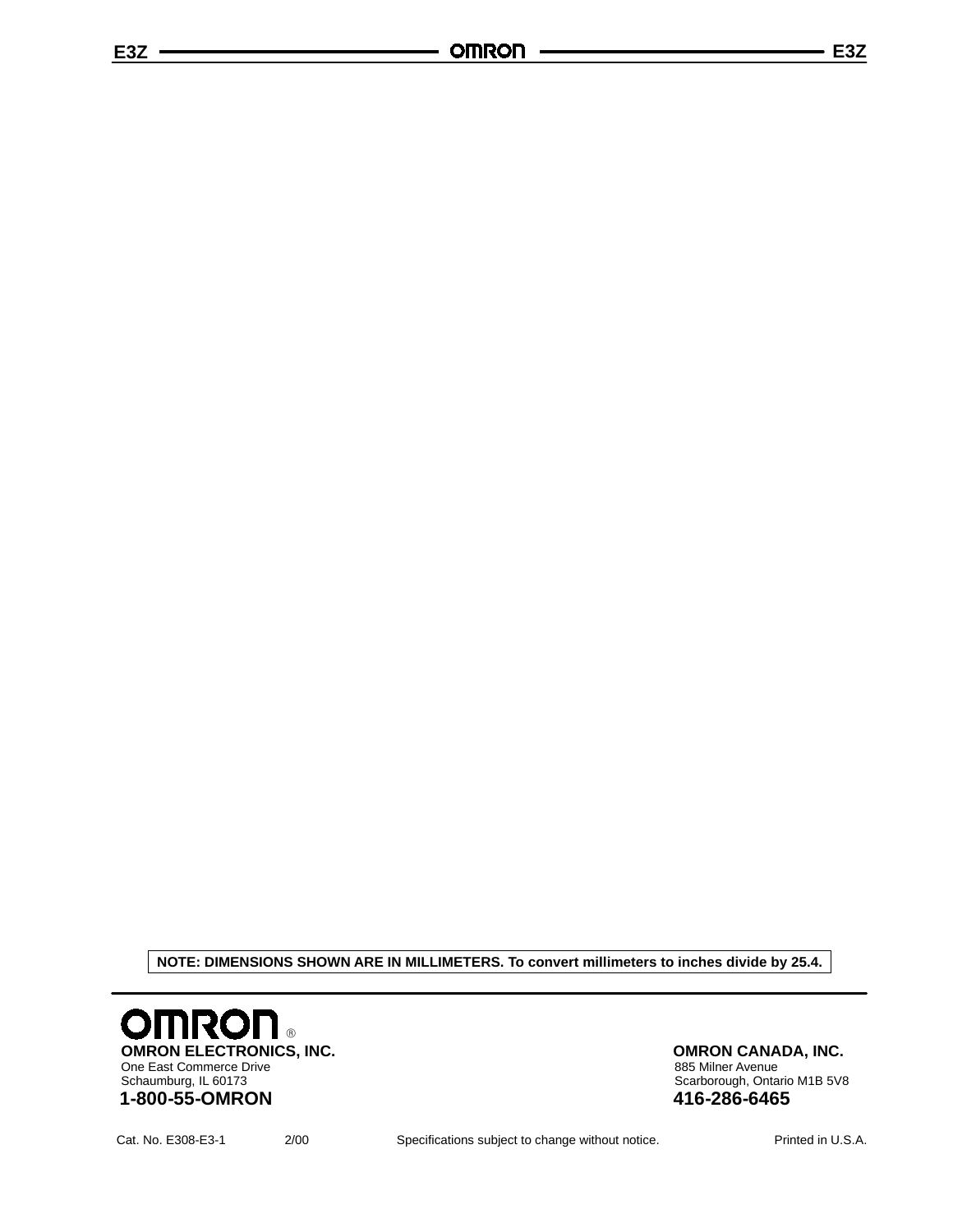**NOTE: DIMENSIONS SHOWN ARE IN MILLIMETERS. To convert millimeters to inches divide by 25.4.**

**OMRON** ®

**OMRON ELECTRONICS, INC.**
One East Commerce Drive
Schaumburg, IL 60173
**1-800-55-OMRON**

**OMRON CANADA, INC.**
885 Milner Avenue
Scarborough, Ontario M1B 5V8
**416-286-6465**

Cat. No. E308-E3-1    2/00    Specifications subject to change without notice.    Printed in U.S.A.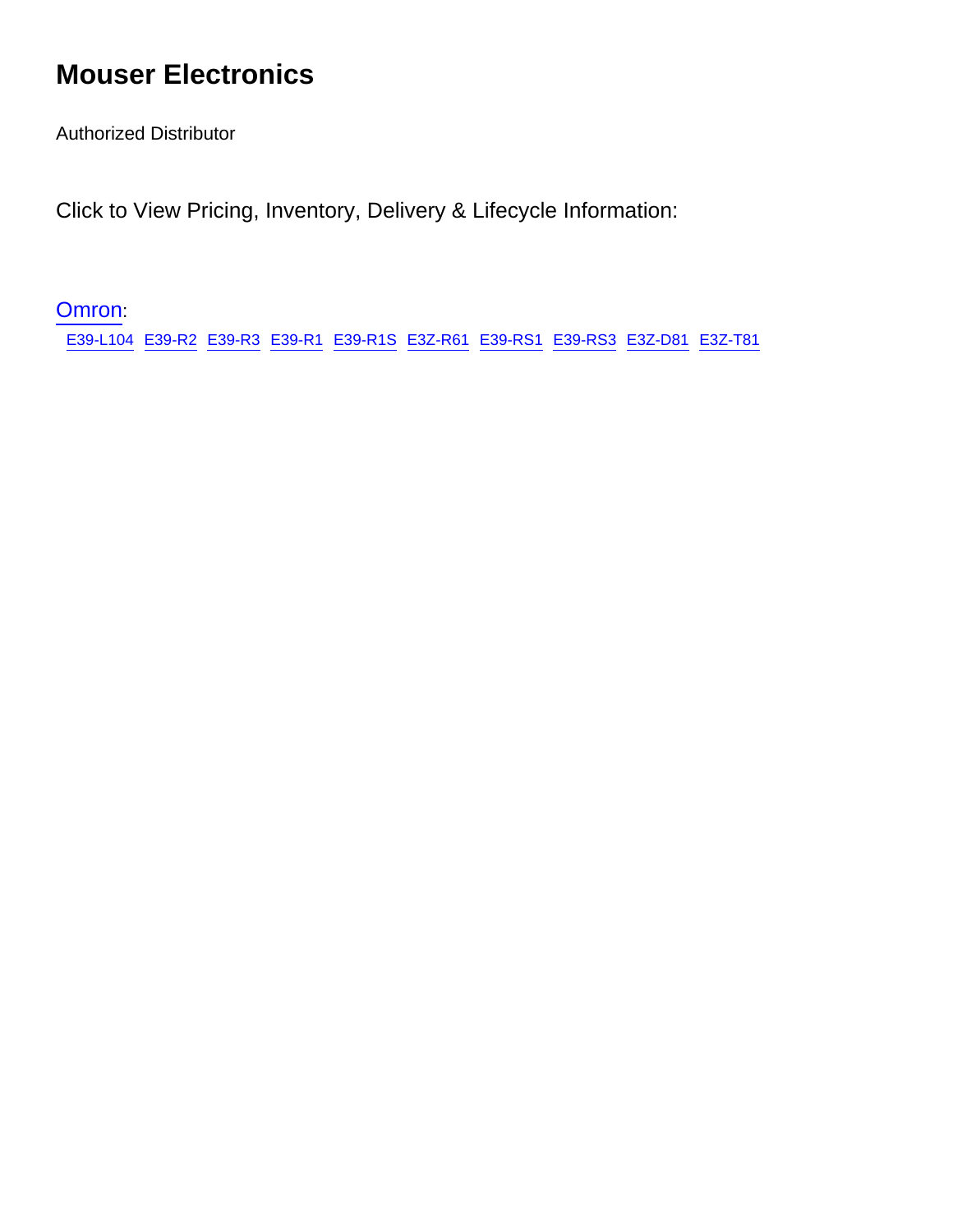# Mouser Electronics

Authorized Distributor

Click to View Pricing, Inventory, Delivery & Lifecycle Information:

Omron:

E39-L104 E39-R2 E39-R3 E39-R1 E39-R1S E3Z-R61 E39-RS1 E39-RS3 E3Z-D81 E3Z-T81